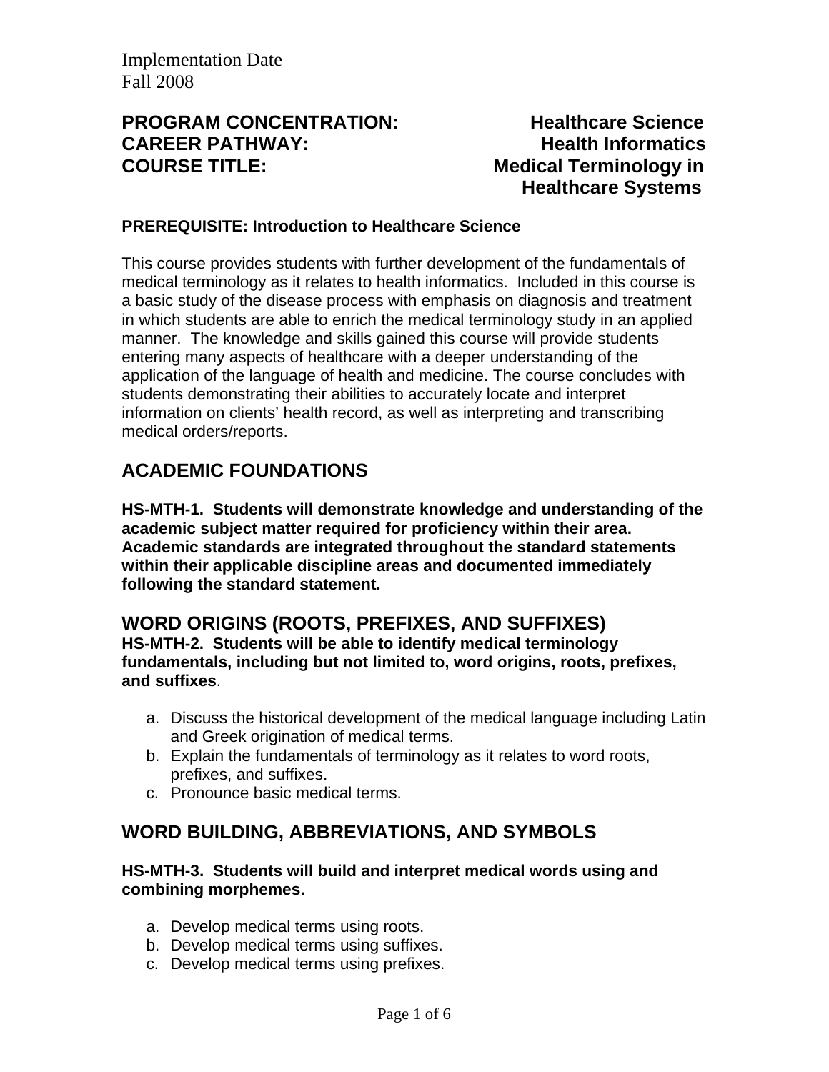Implementation Date
Fall 2008

**PROGRAM CONCENTRATION:** Healthcare Science
**CAREER PATHWAY:** Health Informatics
**COURSE TITLE:** Medical Terminology in Healthcare Systems

**PREREQUISITE: Introduction to Healthcare Science**

This course provides students with further development of the fundamentals of medical terminology as it relates to health informatics. Included in this course is a basic study of the disease process with emphasis on diagnosis and treatment in which students are able to enrich the medical terminology study in an applied manner. The knowledge and skills gained this course will provide students entering many aspects of healthcare with a deeper understanding of the application of the language of health and medicine. The course concludes with students demonstrating their abilities to accurately locate and interpret information on clients' health record, as well as interpreting and transcribing medical orders/reports.

## ACADEMIC FOUNDATIONS

**HS-MTH-1. Students will demonstrate knowledge and understanding of the academic subject matter required for proficiency within their area. Academic standards are integrated throughout the standard statements within their applicable discipline areas and documented immediately following the standard statement.**

## WORD ORIGINS (ROOTS, PREFIXES, AND SUFFIXES)

**HS-MTH-2. Students will be able to identify medical terminology fundamentals, including but not limited to, word origins, roots, prefixes, and suffixes**.

a. Discuss the historical development of the medical language including Latin and Greek origination of medical terms.
b. Explain the fundamentals of terminology as it relates to word roots, prefixes, and suffixes.
c. Pronounce basic medical terms.

## WORD BUILDING, ABBREVIATIONS, AND SYMBOLS

**HS-MTH-3. Students will build and interpret medical words using and combining morphemes.**

a. Develop medical terms using roots.
b. Develop medical terms using suffixes.
c. Develop medical terms using prefixes.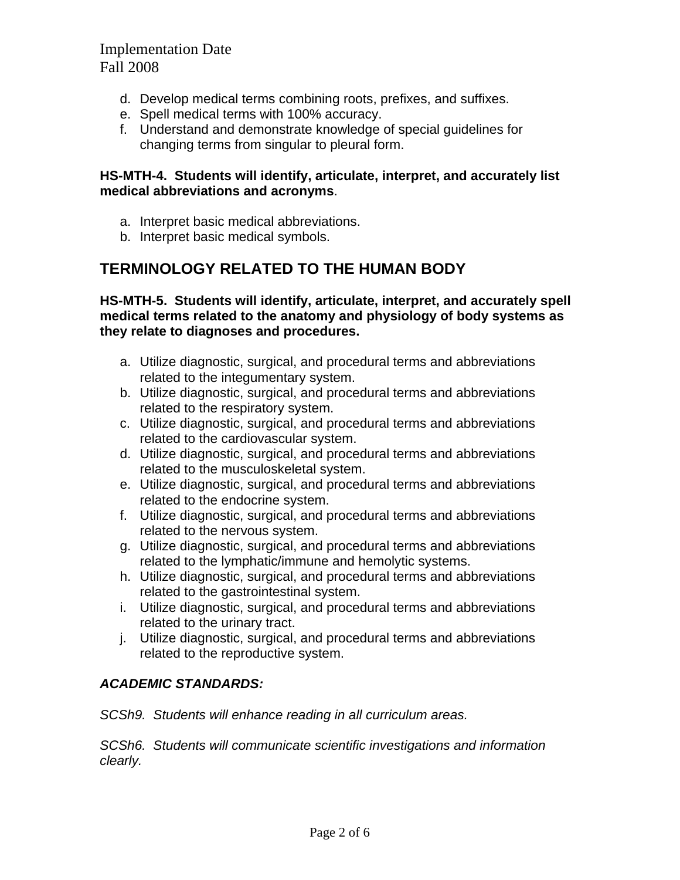Implementation Date
Fall 2008

d. Develop medical terms combining roots, prefixes, and suffixes.
e. Spell medical terms with 100% accuracy.
f. Understand and demonstrate knowledge of special guidelines for changing terms from singular to pleural form.

**HS-MTH-4. Students will identify, articulate, interpret, and accurately list medical abbreviations and acronyms**.

a. Interpret basic medical abbreviations.
b. Interpret basic medical symbols.

## TERMINOLOGY RELATED TO THE HUMAN BODY

**HS-MTH-5. Students will identify, articulate, interpret, and accurately spell medical terms related to the anatomy and physiology of body systems as they relate to diagnoses and procedures.**

a. Utilize diagnostic, surgical, and procedural terms and abbreviations related to the integumentary system.
b. Utilize diagnostic, surgical, and procedural terms and abbreviations related to the respiratory system.
c. Utilize diagnostic, surgical, and procedural terms and abbreviations related to the cardiovascular system.
d. Utilize diagnostic, surgical, and procedural terms and abbreviations related to the musculoskeletal system.
e. Utilize diagnostic, surgical, and procedural terms and abbreviations related to the endocrine system.
f. Utilize diagnostic, surgical, and procedural terms and abbreviations related to the nervous system.
g. Utilize diagnostic, surgical, and procedural terms and abbreviations related to the lymphatic/immune and hemolytic systems.
h. Utilize diagnostic, surgical, and procedural terms and abbreviations related to the gastrointestinal system.
i. Utilize diagnostic, surgical, and procedural terms and abbreviations related to the urinary tract.
j. Utilize diagnostic, surgical, and procedural terms and abbreviations related to the reproductive system.

***ACADEMIC STANDARDS:***

*SCSh9. Students will enhance reading in all curriculum areas.*

*SCSh6. Students will communicate scientific investigations and information clearly.*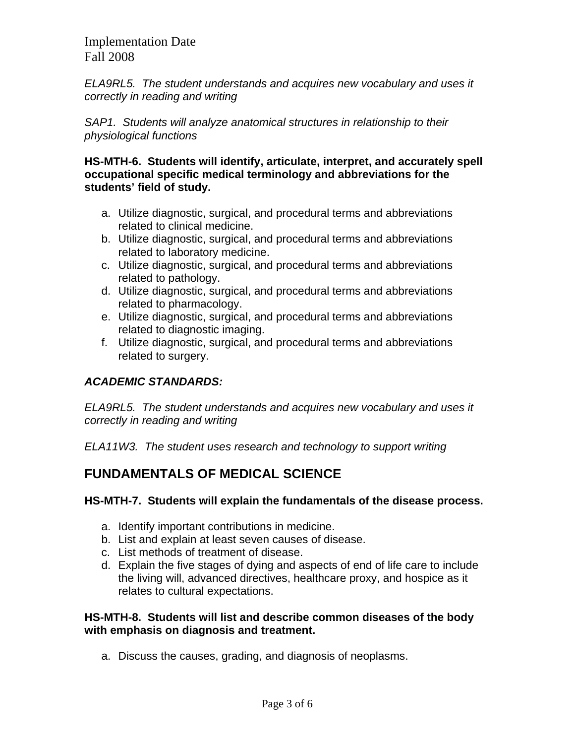Implementation Date
Fall 2008

*ELA9RL5. The student understands and acquires new vocabulary and uses it correctly in reading and writing*

*SAP1. Students will analyze anatomical structures in relationship to their physiological functions*

**HS-MTH-6. Students will identify, articulate, interpret, and accurately spell occupational specific medical terminology and abbreviations for the students' field of study.**

a. Utilize diagnostic, surgical, and procedural terms and abbreviations related to clinical medicine.
b. Utilize diagnostic, surgical, and procedural terms and abbreviations related to laboratory medicine.
c. Utilize diagnostic, surgical, and procedural terms and abbreviations related to pathology.
d. Utilize diagnostic, surgical, and procedural terms and abbreviations related to pharmacology.
e. Utilize diagnostic, surgical, and procedural terms and abbreviations related to diagnostic imaging.
f. Utilize diagnostic, surgical, and procedural terms and abbreviations related to surgery.

***ACADEMIC STANDARDS:***

*ELA9RL5. The student understands and acquires new vocabulary and uses it correctly in reading and writing*

*ELA11W3. The student uses research and technology to support writing*

## FUNDAMENTALS OF MEDICAL SCIENCE

**HS-MTH-7. Students will explain the fundamentals of the disease process.**

a. Identify important contributions in medicine.
b. List and explain at least seven causes of disease.
c. List methods of treatment of disease.
d. Explain the five stages of dying and aspects of end of life care to include the living will, advanced directives, healthcare proxy, and hospice as it relates to cultural expectations.

**HS-MTH-8. Students will list and describe common diseases of the body with emphasis on diagnosis and treatment.**

a. Discuss the causes, grading, and diagnosis of neoplasms.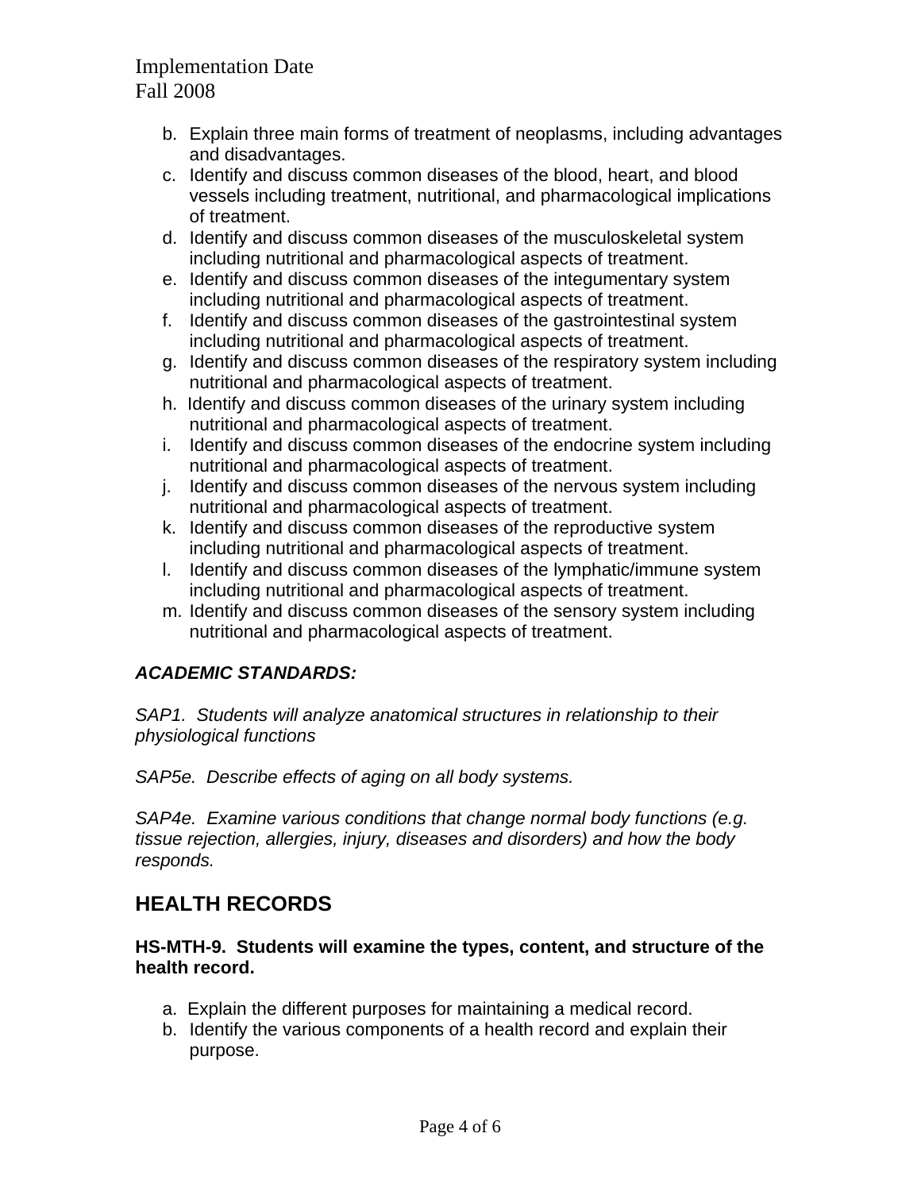b. Explain three main forms of treatment of neoplasms, including advantages and disadvantages.
c. Identify and discuss common diseases of the blood, heart, and blood vessels including treatment, nutritional, and pharmacological implications of treatment.
d. Identify and discuss common diseases of the musculoskeletal system including nutritional and pharmacological aspects of treatment.
e. Identify and discuss common diseases of the integumentary system including nutritional and pharmacological aspects of treatment.
f. Identify and discuss common diseases of the gastrointestinal system including nutritional and pharmacological aspects of treatment.
g. Identify and discuss common diseases of the respiratory system including nutritional and pharmacological aspects of treatment.
h. Identify and discuss common diseases of the urinary system including nutritional and pharmacological aspects of treatment.
i. Identify and discuss common diseases of the endocrine system including nutritional and pharmacological aspects of treatment.
j. Identify and discuss common diseases of the nervous system including nutritional and pharmacological aspects of treatment.
k. Identify and discuss common diseases of the reproductive system including nutritional and pharmacological aspects of treatment.
l. Identify and discuss common diseases of the lymphatic/immune system including nutritional and pharmacological aspects of treatment.
m. Identify and discuss common diseases of the sensory system including nutritional and pharmacological aspects of treatment.

***ACADEMIC STANDARDS:***

*SAP1. Students will analyze anatomical structures in relationship to their physiological functions*

*SAP5e. Describe effects of aging on all body systems.*

*SAP4e. Examine various conditions that change normal body functions (e.g. tissue rejection, allergies, injury, diseases and disorders) and how the body responds.*

## HEALTH RECORDS

**HS-MTH-9. Students will examine the types, content, and structure of the health record.**

a. Explain the different purposes for maintaining a medical record.
b. Identify the various components of a health record and explain their purpose.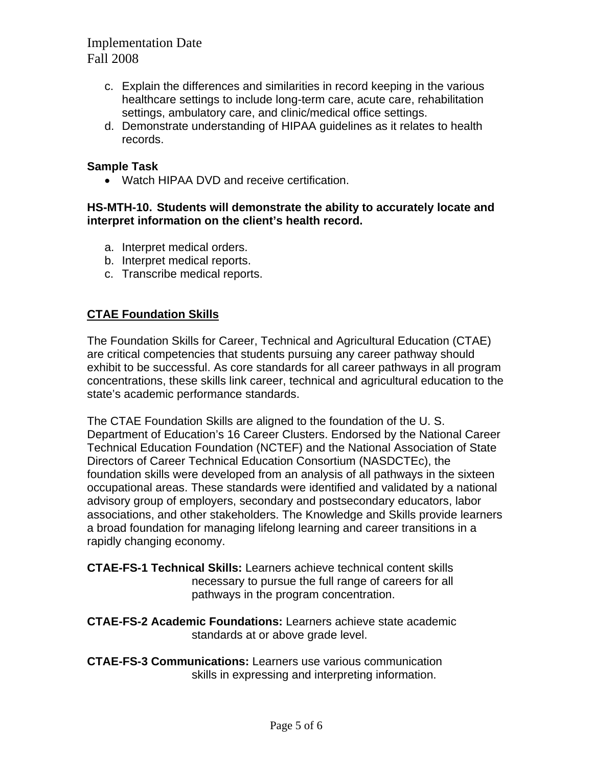c. Explain the differences and similarities in record keeping in the various healthcare settings to include long-term care, acute care, rehabilitation settings, ambulatory care, and clinic/medical office settings.
d. Demonstrate understanding of HIPAA guidelines as it relates to health records.

**Sample Task**

- Watch HIPAA DVD and receive certification.

**HS-MTH-10. Students will demonstrate the ability to accurately locate and interpret information on the client's health record.**

a. Interpret medical orders.
b. Interpret medical reports.
c. Transcribe medical reports.

## CTAE Foundation Skills

The Foundation Skills for Career, Technical and Agricultural Education (CTAE) are critical competencies that students pursuing any career pathway should exhibit to be successful. As core standards for all career pathways in all program concentrations, these skills link career, technical and agricultural education to the state's academic performance standards.

The CTAE Foundation Skills are aligned to the foundation of the U. S. Department of Education's 16 Career Clusters. Endorsed by the National Career Technical Education Foundation (NCTEF) and the National Association of State Directors of Career Technical Education Consortium (NASDCTEc), the foundation skills were developed from an analysis of all pathways in the sixteen occupational areas. These standards were identified and validated by a national advisory group of employers, secondary and postsecondary educators, labor associations, and other stakeholders. The Knowledge and Skills provide learners a broad foundation for managing lifelong learning and career transitions in a rapidly changing economy.

**CTAE-FS-1 Technical Skills:** Learners achieve technical content skills necessary to pursue the full range of careers for all pathways in the program concentration.

**CTAE-FS-2 Academic Foundations:** Learners achieve state academic standards at or above grade level.

**CTAE-FS-3 Communications:** Learners use various communication skills in expressing and interpreting information.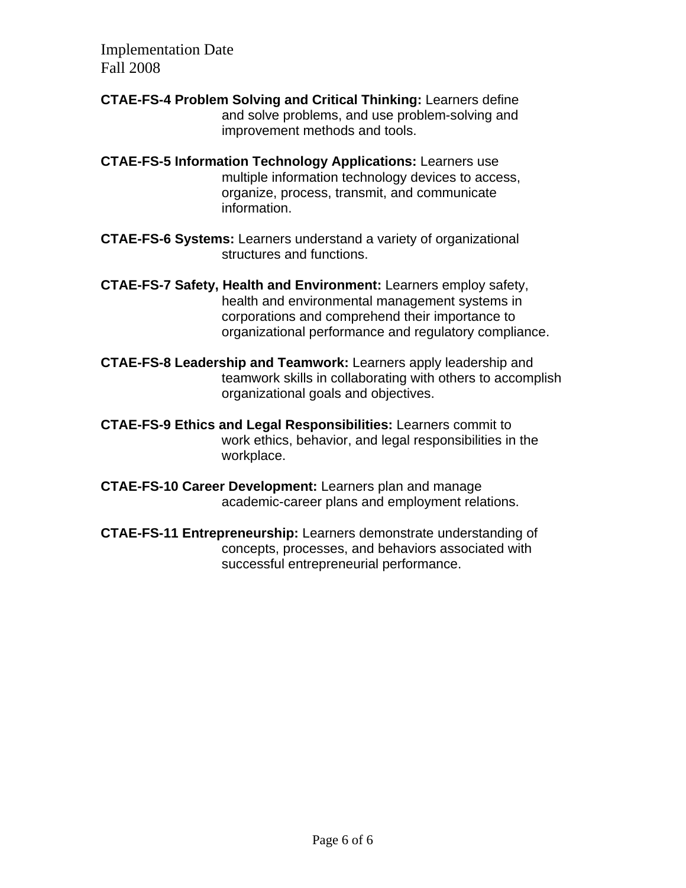**CTAE-FS-4 Problem Solving and Critical Thinking:** Learners define and solve problems, and use problem-solving and improvement methods and tools.

**CTAE-FS-5 Information Technology Applications:** Learners use multiple information technology devices to access, organize, process, transmit, and communicate information.

**CTAE-FS-6 Systems:** Learners understand a variety of organizational structures and functions.

**CTAE-FS-7 Safety, Health and Environment:** Learners employ safety, health and environmental management systems in corporations and comprehend their importance to organizational performance and regulatory compliance.

**CTAE-FS-8 Leadership and Teamwork:** Learners apply leadership and teamwork skills in collaborating with others to accomplish organizational goals and objectives.

**CTAE-FS-9 Ethics and Legal Responsibilities:** Learners commit to work ethics, behavior, and legal responsibilities in the workplace.

**CTAE-FS-10 Career Development:** Learners plan and manage academic-career plans and employment relations.

**CTAE-FS-11 Entrepreneurship:** Learners demonstrate understanding of concepts, processes, and behaviors associated with successful entrepreneurial performance.